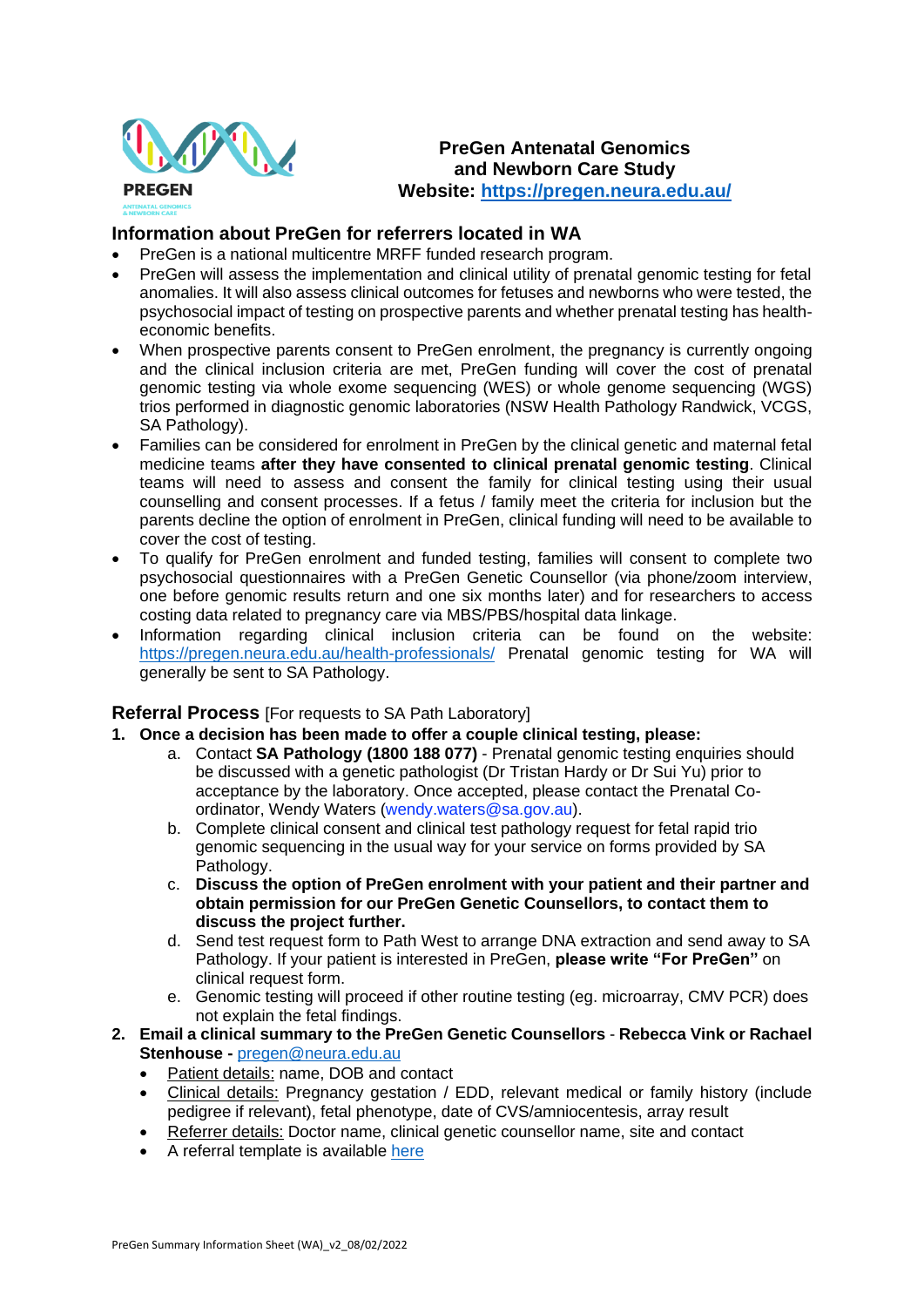PREGEN

ANTENATAL GENOMICS & NEWBORN CARE

**PreGen Antenatal Genomics and Newborn Care Study**
**Website: [https://pregen.neura.edu.au/](https://pregen.neura.edu.au/)**

## Information about PreGen for referrers located in WA

- PreGen is a national multicentre MRFF funded research program.
- PreGen will assess the implementation and clinical utility of prenatal genomic testing for fetal anomalies. It will also assess clinical outcomes for fetuses and newborns who were tested, the psychosocial impact of testing on prospective parents and whether prenatal testing has health-economic benefits.
- When prospective parents consent to PreGen enrolment, the pregnancy is currently ongoing and the clinical inclusion criteria are met, PreGen funding will cover the cost of prenatal genomic testing via whole exome sequencing (WES) or whole genome sequencing (WGS) trios performed in diagnostic genomic laboratories (NSW Health Pathology Randwick, VCGS, SA Pathology).
- Families can be considered for enrolment in PreGen by the clinical genetic and maternal fetal medicine teams **after they have consented to clinical prenatal genomic testing**. Clinical teams will need to assess and consent the family for clinical testing using their usual counselling and consent processes. If a fetus / family meet the criteria for inclusion but the parents decline the option of enrolment in PreGen, clinical funding will need to be available to cover the cost of testing.
- To qualify for PreGen enrolment and funded testing, families will consent to complete two psychosocial questionnaires with a PreGen Genetic Counsellor (via phone/zoom interview, one before genomic results return and one six months later) and for researchers to access costing data related to pregnancy care via MBS/PBS/hospital data linkage.
- Information regarding clinical inclusion criteria can be found on the website: [https://pregen.neura.edu.au/health-professionals/](https://pregen.neura.edu.au/health-professionals/) Prenatal genomic testing for WA will generally be sent to SA Pathology.

## Referral Process [For requests to SA Path Laboratory]

1. **Once a decision has been made to offer a couple clinical testing, please:**
    a. Contact **SA Pathology (1800 188 077)** - Prenatal genomic testing enquiries should be discussed with a genetic pathologist (Dr Tristan Hardy or Dr Sui Yu) prior to acceptance by the laboratory. Once accepted, please contact the Prenatal Co-ordinator, Wendy Waters (wendy.waters@sa.gov.au).
    b. Complete clinical consent and clinical test pathology request for fetal rapid trio genomic sequencing in the usual way for your service on forms provided by SA Pathology.
    c. **Discuss the option of PreGen enrolment with your patient and their partner and obtain permission for our PreGen Genetic Counsellors, to contact them to discuss the project further.**
    d. Send test request form to Path West to arrange DNA extraction and send away to SA Pathology. If your patient is interested in PreGen, **please write "For PreGen"** on clinical request form.
    e. Genomic testing will proceed if other routine testing (eg. microarray, CMV PCR) does not explain the fetal findings.
2. **Email a clinical summary to the PreGen Genetic Counsellors** - **Rebecca Vink or Rachael Stenhouse -** pregen@neura.edu.au
    - Patient details: name, DOB and contact
    - Clinical details: Pregnancy gestation / EDD, relevant medical or family history (include pedigree if relevant), fetal phenotype, date of CVS/amniocentesis, array result
    - Referrer details: Doctor name, clinical genetic counsellor name, site and contact
    - A referral template is available here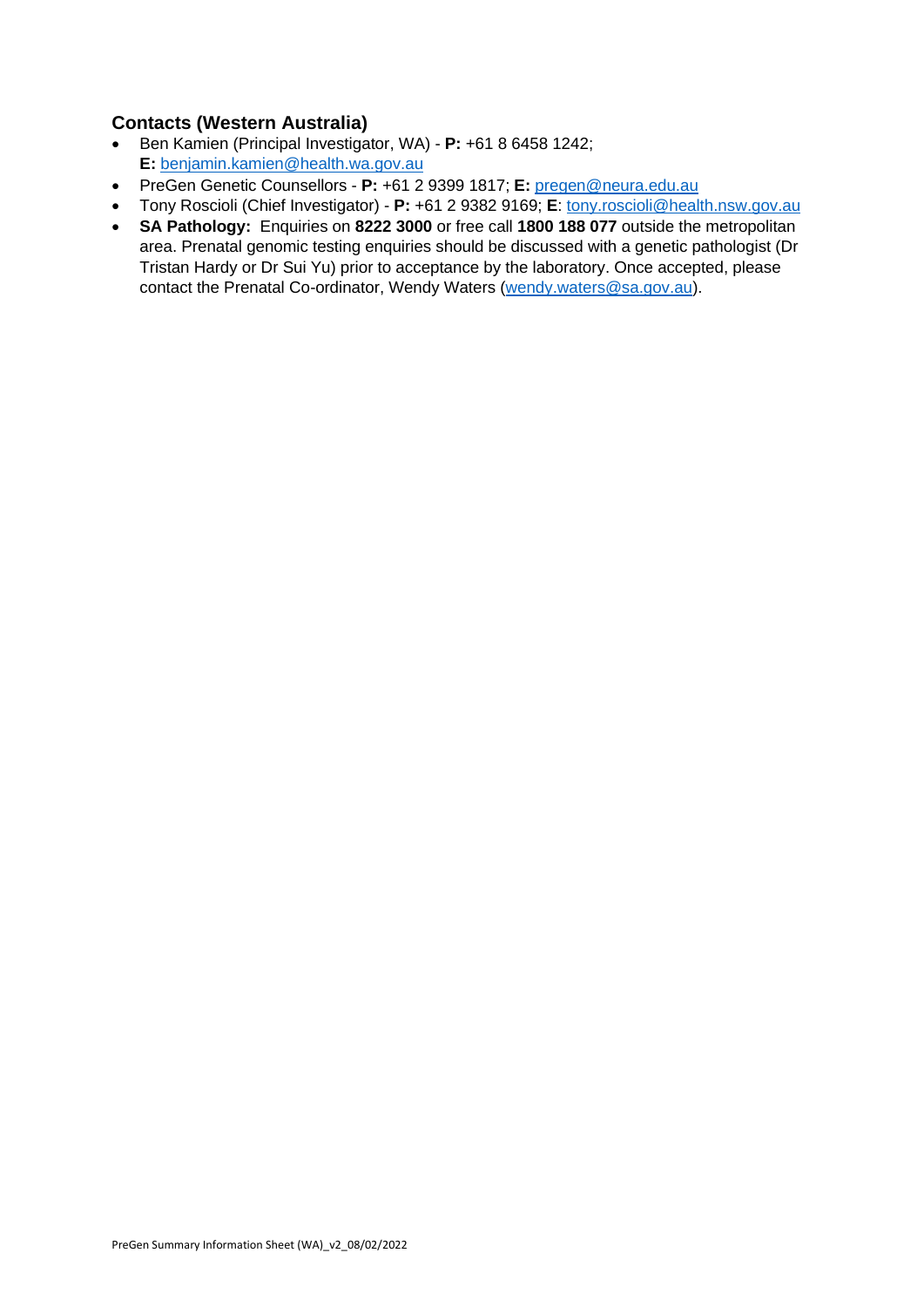### Contacts (Western Australia)

- Ben Kamien (Principal Investigator, WA) - **P:** +61 8 6458 1242; **E:** benjamin.kamien@health.wa.gov.au
- PreGen Genetic Counsellors - **P:** +61 2 9399 1817; **E:** pregen@neura.edu.au
- Tony Roscioli (Chief Investigator) - **P:** +61 2 9382 9169; **E**: tony.roscioli@health.nsw.gov.au
- **SA Pathology:** Enquiries on **8222 3000** or free call **1800 188 077** outside the metropolitan area. Prenatal genomic testing enquiries should be discussed with a genetic pathologist (Dr Tristan Hardy or Dr Sui Yu) prior to acceptance by the laboratory. Once accepted, please contact the Prenatal Co-ordinator, Wendy Waters (wendy.waters@sa.gov.au).

PreGen Summary Information Sheet (WA)_v2_08/02/2022